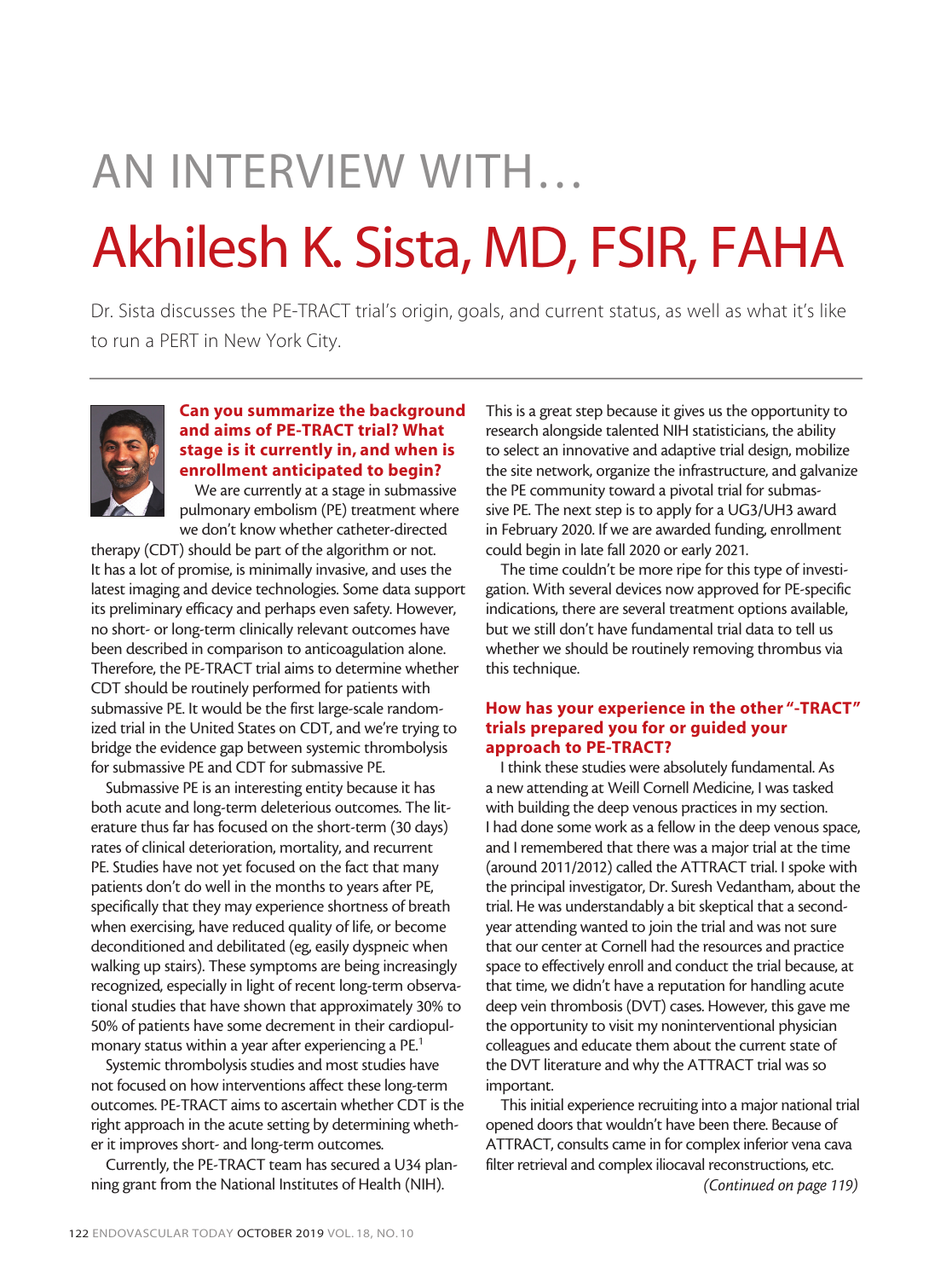# AN INTERVIEW WITH…

# Akhilesh K. Sista, MD, FSIR, FAHA

Dr. Sista discusses the PE-TRACT trial's origin, goals, and current status, as well as what it's like to run a PERT in New York City.

### Can you summarize the background and aims of PE-TRACT trial? What stage is it currently in, and when is enrollment anticipated to begin?

We are currently at a stage in submassive pulmonary embolism (PE) treatment where we don't know whether catheter-directed therapy (CDT) should be part of the algorithm or not. It has a lot of promise, is minimally invasive, and uses the latest imaging and device technologies. Some data support its preliminary efficacy and perhaps even safety. However, no short- or long-term clinically relevant outcomes have been described in comparison to anticoagulation alone. Therefore, the PE-TRACT trial aims to determine whether CDT should be routinely performed for patients with submassive PE. It would be the first large-scale randomized trial in the United States on CDT, and we're trying to bridge the evidence gap between systemic thrombolysis for submassive PE and CDT for submassive PE.

Submassive PE is an interesting entity because it has both acute and long-term deleterious outcomes. The literature thus far has focused on the short-term (30 days) rates of clinical deterioration, mortality, and recurrent PE. Studies have not yet focused on the fact that many patients don't do well in the months to years after PE, specifically that they may experience shortness of breath when exercising, have reduced quality of life, or become deconditioned and debilitated (eg, easily dyspneic when walking up stairs). These symptoms are being increasingly recognized, especially in light of recent long-term observational studies that have shown that approximately 30% to 50% of patients have some decrement in their cardiopulmonary status within a year after experiencing a PE.[1]

Systemic thrombolysis studies and most studies have not focused on how interventions affect these long-term outcomes. PE-TRACT aims to ascertain whether CDT is the right approach in the acute setting by determining whether it improves short- and long-term outcomes.

Currently, the PE-TRACT team has secured a U34 planning grant from the National Institutes of Health (NIH). This is a great step because it gives us the opportunity to research alongside talented NIH statisticians, the ability to select an innovative and adaptive trial design, mobilize the site network, organize the infrastructure, and galvanize the PE community toward a pivotal trial for submassive PE. The next step is to apply for a UG3/UH3 award in February 2020. If we are awarded funding, enrollment could begin in late fall 2020 or early 2021.

The time couldn't be more ripe for this type of investigation. With several devices now approved for PE-specific indications, there are several treatment options available, but we still don't have fundamental trial data to tell us whether we should be routinely removing thrombus via this technique.

### How has your experience in the other "-TRACT" trials prepared you for or guided your approach to PE-TRACT?

I think these studies were absolutely fundamental. As a new attending at Weill Cornell Medicine, I was tasked with building the deep venous practices in my section. I had done some work as a fellow in the deep venous space, and I remembered that there was a major trial at the time (around 2011/2012) called the ATTRACT trial. I spoke with the principal investigator, Dr. Suresh Vedantham, about the trial. He was understandably a bit skeptical that a second-year attending wanted to join the trial and was not sure that our center at Cornell had the resources and practice space to effectively enroll and conduct the trial because, at that time, we didn't have a reputation for handling acute deep vein thrombosis (DVT) cases. However, this gave me the opportunity to visit my noninterventional physician colleagues and educate them about the current state of the DVT literature and why the ATTRACT trial was so important.

This initial experience recruiting into a major national trial opened doors that wouldn't have been there. Because of ATTRACT, consults came in for complex inferior vena cava filter retrieval and complex iliocaval reconstructions, etc.

*(Continued on page 119)*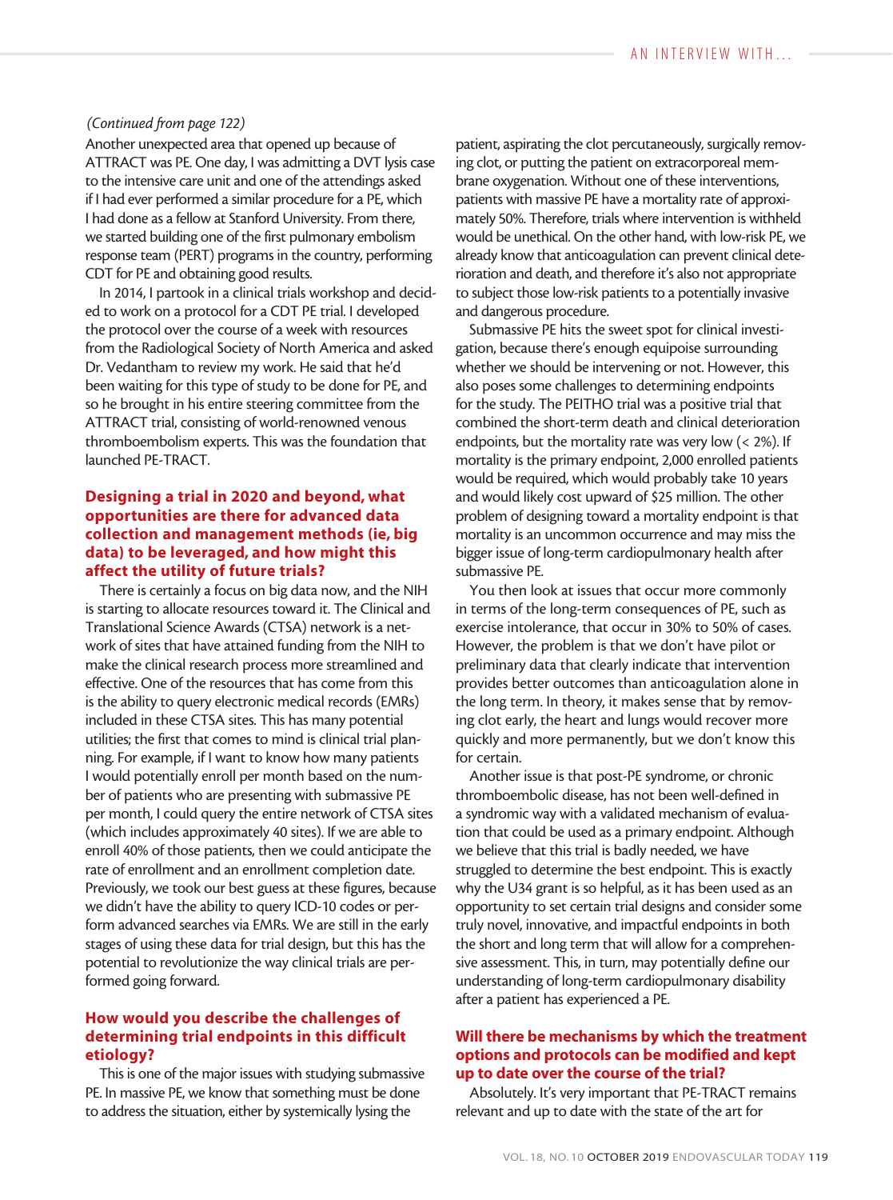*(Continued from page 122)*

Another unexpected area that opened up because of ATTRACT was PE. One day, I was admitting a DVT lysis case to the intensive care unit and one of the attendings asked if I had ever performed a similar procedure for a PE, which I had done as a fellow at Stanford University. From there, we started building one of the first pulmonary embolism response team (PERT) programs in the country, performing CDT for PE and obtaining good results.

In 2014, I partook in a clinical trials workshop and decided to work on a protocol for a CDT PE trial. I developed the protocol over the course of a week with resources from the Radiological Society of North America and asked Dr. Vedantham to review my work. He said that he'd been waiting for this type of study to be done for PE, and so he brought in his entire steering committee from the ATTRACT trial, consisting of world-renowned venous thromboembolism experts. This was the foundation that launched PE-TRACT.

## Designing a trial in 2020 and beyond, what opportunities are there for advanced data collection and management methods (ie, big data) to be leveraged, and how might this affect the utility of future trials?

There is certainly a focus on big data now, and the NIH is starting to allocate resources toward it. The Clinical and Translational Science Awards (CTSA) network is a network of sites that have attained funding from the NIH to make the clinical research process more streamlined and effective. One of the resources that has come from this is the ability to query electronic medical records (EMRs) included in these CTSA sites. This has many potential utilities; the first that comes to mind is clinical trial planning. For example, if I want to know how many patients I would potentially enroll per month based on the number of patients who are presenting with submassive PE per month, I could query the entire network of CTSA sites (which includes approximately 40 sites). If we are able to enroll 40% of those patients, then we could anticipate the rate of enrollment and an enrollment completion date. Previously, we took our best guess at these figures, because we didn't have the ability to query ICD-10 codes or perform advanced searches via EMRs. We are still in the early stages of using these data for trial design, but this has the potential to revolutionize the way clinical trials are performed going forward.

## How would you describe the challenges of determining trial endpoints in this difficult etiology?

This is one of the major issues with studying submassive PE. In massive PE, we know that something must be done to address the situation, either by systemically lysing the patient, aspirating the clot percutaneously, surgically removing clot, or putting the patient on extracorporeal membrane oxygenation. Without one of these interventions, patients with massive PE have a mortality rate of approximately 50%. Therefore, trials where intervention is withheld would be unethical. On the other hand, with low-risk PE, we already know that anticoagulation can prevent clinical deterioration and death, and therefore it's also not appropriate to subject those low-risk patients to a potentially invasive and dangerous procedure.

Submassive PE hits the sweet spot for clinical investigation, because there's enough equipoise surrounding whether we should be intervening or not. However, this also poses some challenges to determining endpoints for the study. The PEITHO trial was a positive trial that combined the short-term death and clinical deterioration endpoints, but the mortality rate was very low (< 2%). If mortality is the primary endpoint, 2,000 enrolled patients would be required, which would probably take 10 years and would likely cost upward of $25 million. The other problem of designing toward a mortality endpoint is that mortality is an uncommon occurrence and may miss the bigger issue of long-term cardiopulmonary health after submassive PE.

You then look at issues that occur more commonly in terms of the long-term consequences of PE, such as exercise intolerance, that occur in 30% to 50% of cases. However, the problem is that we don't have pilot or preliminary data that clearly indicate that intervention provides better outcomes than anticoagulation alone in the long term. In theory, it makes sense that by removing clot early, the heart and lungs would recover more quickly and more permanently, but we don't know this for certain.

Another issue is that post-PE syndrome, or chronic thromboembolic disease, has not been well-defined in a syndromic way with a validated mechanism of evaluation that could be used as a primary endpoint. Although we believe that this trial is badly needed, we have struggled to determine the best endpoint. This is exactly why the U34 grant is so helpful, as it has been used as an opportunity to set certain trial designs and consider some truly novel, innovative, and impactful endpoints in both the short and long term that will allow for a comprehensive assessment. This, in turn, may potentially define our understanding of long-term cardiopulmonary disability after a patient has experienced a PE.

## Will there be mechanisms by which the treatment options and protocols can be modified and kept up to date over the course of the trial?

Absolutely. It's very important that PE-TRACT remains relevant and up to date with the state of the art for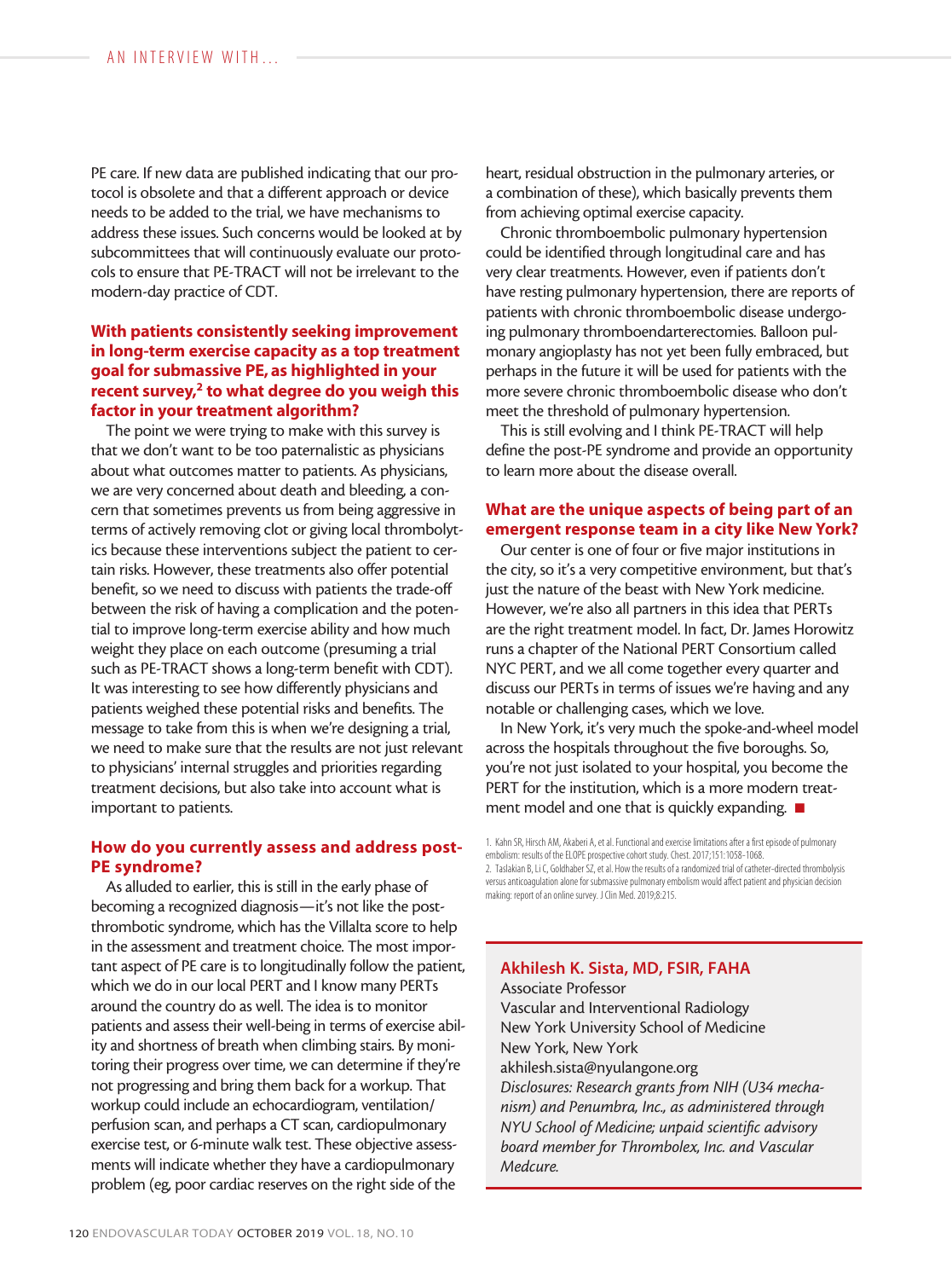PE care. If new data are published indicating that our protocol is obsolete and that a different approach or device needs to be added to the trial, we have mechanisms to address these issues. Such concerns would be looked at by subcommittees that will continuously evaluate our protocols to ensure that PE-TRACT will not be irrelevant to the modern-day practice of CDT.

**With patients consistently seeking improvement in long-term exercise capacity as a top treatment goal for submassive PE, as highlighted in your recent survey,[2] to what degree do you weigh this factor in your treatment algorithm?**

The point we were trying to make with this survey is that we don't want to be too paternalistic as physicians about what outcomes matter to patients. As physicians, we are very concerned about death and bleeding, a concern that sometimes prevents us from being aggressive in terms of actively removing clot or giving local thrombolytics because these interventions subject the patient to certain risks. However, these treatments also offer potential benefit, so we need to discuss with patients the trade-off between the risk of having a complication and the potential to improve long-term exercise ability and how much weight they place on each outcome (presuming a trial such as PE-TRACT shows a long-term benefit with CDT). It was interesting to see how differently physicians and patients weighed these potential risks and benefits. The message to take from this is when we're designing a trial, we need to make sure that the results are not just relevant to physicians' internal struggles and priorities regarding treatment decisions, but also take into account what is important to patients.

**How do you currently assess and address post-PE syndrome?**

As alluded to earlier, this is still in the early phase of becoming a recognized diagnosis—it's not like the post-thrombotic syndrome, which has the Villalta score to help in the assessment and treatment choice. The most important aspect of PE care is to longitudinally follow the patient, which we do in our local PERT and I know many PERTs around the country do as well. The idea is to monitor patients and assess their well-being in terms of exercise ability and shortness of breath when climbing stairs. By monitoring their progress over time, we can determine if they're not progressing and bring them back for a workup. That workup could include an echocardiogram, ventilation/perfusion scan, and perhaps a CT scan, cardiopulmonary exercise test, or 6-minute walk test. These objective assessments will indicate whether they have a cardiopulmonary problem (eg, poor cardiac reserves on the right side of the heart, residual obstruction in the pulmonary arteries, or a combination of these), which basically prevents them from achieving optimal exercise capacity.

Chronic thromboembolic pulmonary hypertension could be identified through longitudinal care and has very clear treatments. However, even if patients don't have resting pulmonary hypertension, there are reports of patients with chronic thromboembolic disease undergoing pulmonary thromboendarterectomies. Balloon pulmonary angioplasty has not yet been fully embraced, but perhaps in the future it will be used for patients with the more severe chronic thromboembolic disease who don't meet the threshold of pulmonary hypertension.

This is still evolving and I think PE-TRACT will help define the post-PE syndrome and provide an opportunity to learn more about the disease overall.

**What are the unique aspects of being part of an emergent response team in a city like New York?**

Our center is one of four or five major institutions in the city, so it's a very competitive environment, but that's just the nature of the beast with New York medicine. However, we're also all partners in this idea that PERTs are the right treatment model. In fact, Dr. James Horowitz runs a chapter of the National PERT Consortium called NYC PERT, and we all come together every quarter and discuss our PERTs in terms of issues we're having and any notable or challenging cases, which we love.

In New York, it's very much the spoke-and-wheel model across the hospitals throughout the five boroughs. So, you're not just isolated to your hospital, you become the PERT for the institution, which is a more modern treatment model and one that is quickly expanding. ■

1. Kahn SR, Hirsch AM, Akaberi A, et al. Functional and exercise limitations after a first episode of pulmonary embolism: results of the ELOPE prospective cohort study. Chest. 2017;151:1058-1068.
2. Taslakian B, Li C, Goldhaber SZ, et al. How the results of a randomized trial of catheter-directed thrombolysis versus anticoagulation alone for submassive pulmonary embolism would affect patient and physician decision making: report of an online survey. J Clin Med. 2019;8:215.

**Akhilesh K. Sista, MD, FSIR, FAHA**
Associate Professor
Vascular and Interventional Radiology
New York University School of Medicine
New York, New York
akhilesh.sista@nyulangone.org
*Disclosures: Research grants from NIH (U34 mechanism) and Penumbra, Inc., as administered through NYU School of Medicine; unpaid scientific advisory board member for Thrombolex, Inc. and Vascular Medcure.*